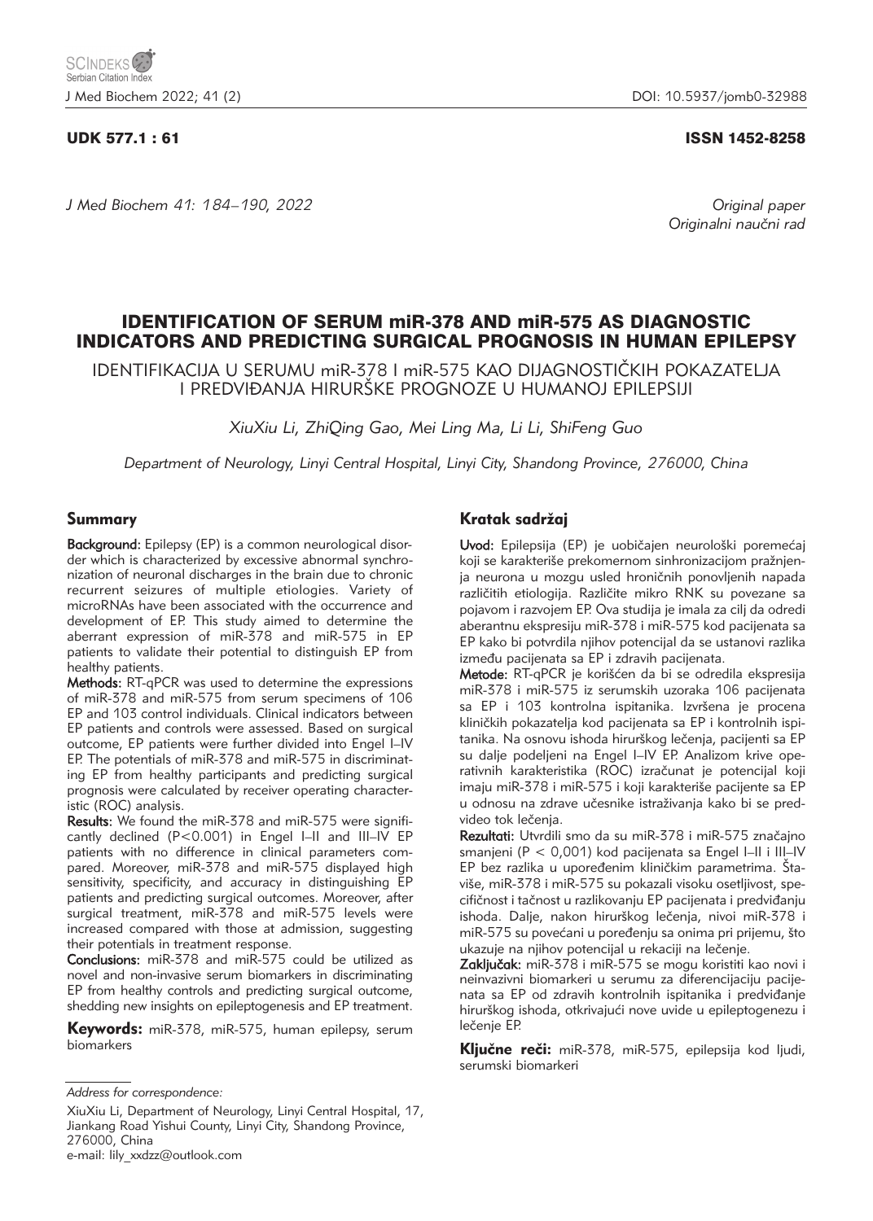UDK 577.1 : 61

ISSN 1452-8258

*J Med Biochem 41: 184–190, 2022*

*Original paper*
*Originalni naučni rad*

# IDENTIFICATION OF SERUM miR-378 AND miR-575 AS DIAGNOSTIC INDICATORS AND PREDICTING SURGICAL PROGNOSIS IN HUMAN EPILEPSY

IDENTIFIKACIJA U SERUMU miR-378 I miR-575 KAO DIJAGNOSTIČKIH POKAZATELJA I PREDVIĐANJA HIRURŠKE PROGNOZE U HUMANOJ EPILEPSIJI

*XiuXiu Li, ZhiQing Gao, Mei Ling Ma, Li Li, ShiFeng Guo*

*Department of Neurology, Linyi Central Hospital, Linyi City, Shandong Province, 276000, China*

## Summary

**Background:** Epilepsy (EP) is a common neurological disorder which is characterized by excessive abnormal synchronization of neuronal discharges in the brain due to chronic recurrent seizures of multiple etiologies. Variety of microRNAs have been associated with the occurrence and development of EP. This study aimed to determine the aberrant expression of miR-378 and miR-575 in EP patients to validate their potential to distinguish EP from healthy patients.

**Methods:** RT-qPCR was used to determine the expressions of miR-378 and miR-575 from serum specimens of 106 EP and 103 control individuals. Clinical indicators between EP patients and controls were assessed. Based on surgical outcome, EP patients were further divided into Engel I–IV EP. The potentials of miR-378 and miR-575 in discriminating EP from healthy participants and predicting surgical prognosis were calculated by receiver operating characteristic (ROC) analysis.

**Results:** We found the miR-378 and miR-575 were significantly declined ($P<0.001$) in Engel I–II and III–IV EP patients with no difference in clinical parameters compared. Moreover, miR-378 and miR-575 displayed high sensitivity, specificity, and accuracy in distinguishing EP patients and predicting surgical outcomes. Moreover, after surgical treatment, miR-378 and miR-575 levels were increased compared with those at admission, suggesting their potentials in treatment response.

**Conclusions:** miR-378 and miR-575 could be utilized as novel and non-invasive serum biomarkers in discriminating EP from healthy controls and predicting surgical outcome, shedding new insights on epileptogenesis and EP treatment.

**Keywords:** miR-378, miR-575, human epilepsy, serum biomarkers

## Kratak sadržaj

**Uvod:** Epilepsija (EP) je uobičajen neurološki poremećaj koji se karakteriše prekomernom sinhronizacijom pražnjenja neurona u mozgu usled hroničnih ponovljenih napada različitih etiologija. Različite mikro RNK su povezane sa pojavom i razvojem EP. Ova studija je imala za cilj da odredi aberantnu ekspresiju miR-378 i miR-575 kod pacijenata sa EP kako bi potvrdila njihov potencijal da se ustanovi razlika između pacijenata sa EP i zdravih pacijenata.

**Metode:** RT-qPCR je korišćen da bi se odredila ekspresija miR-378 i miR-575 iz serumskih uzoraka 106 pacijenata sa EP i 103 kontrolna ispitanika. Izvršena je procena kliničkih pokazatelja kod pacijenata sa EP i kontrolnih ispitanika. Na osnovu ishoda hirurškog lečenja, pacijenti sa EP su dalje podeljeni na Engel I–IV EP. Analizom krive operativnih karakteristika (ROC) izračunat je potencijal koji imaju miR-378 i miR-575 i koji karakteriše pacijente sa EP u odnosu na zdrave učesnike istraživanja kako bi se predvideo tok lečenja.

**Rezultati:** Utvrdili smo da su miR-378 i miR-575 značajno smanjeni ($P < 0,001$) kod pacijenata sa Engel I–II i III–IV EP bez razlika u upoređenim kliničkim parametrima. Štaviše, miR-378 i miR-575 su pokazali visoku osetljivost, specifičnost i tačnost u razlikovanju EP pacijenata i predviđanju ishoda. Dalje, nakon hirurškog lečenja, nivoi miR-378 i miR-575 su povećani u poređenju sa onima pri prijemu, što ukazuje na njihov potencijal u rekaciji na lečenje.

**Zaključak:** miR-378 i miR-575 se mogu koristiti kao novi i neinvazivni biomarkeri u serumu za diferencijaciju pacijenata sa EP od zdravih kontrolnih ispitanika i predviđanje hirurškog ishoda, otkrivajući nove uvide u epileptogenezu i lečenje EP.

**Ključne reči:** miR-378, miR-575, epilepsija kod ljudi, serumski biomarkeri

*Address for correspondence:*

XiuXiu Li, Department of Neurology, Linyi Central Hospital, 17, Jiankang Road Yishui County, Linyi City, Shandong Province, 276000, China
e-mail: lily_xxdzz@outlook.com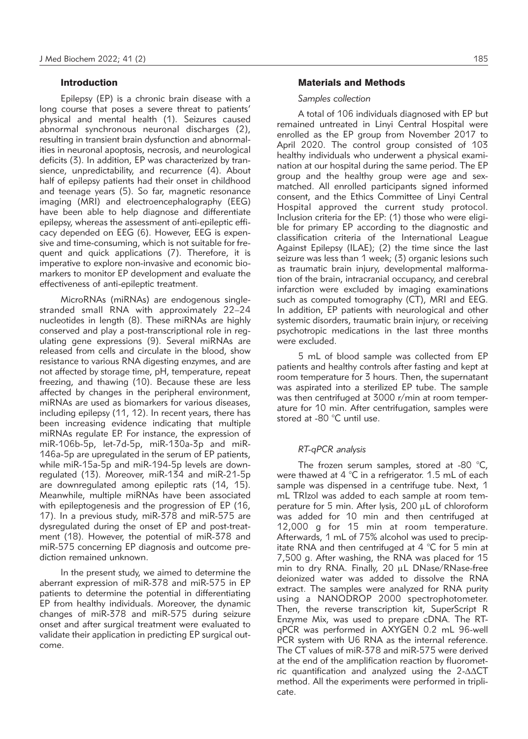## Introduction

Epilepsy (EP) is a chronic brain disease with a long course that poses a severe threat to patients' physical and mental health (1). Seizures caused abnormal synchronous neuronal discharges (2), resulting in transient brain dysfunction and abnormalities in neuronal apoptosis, necrosis, and neurological deficits (3). In addition, EP was characterized by transience, unpredictability, and recurrence (4). About half of epilepsy patients had their onset in childhood and teenage years (5). So far, magnetic resonance imaging (MRI) and electroencephalography (EEG) have been able to help diagnose and differentiate epilepsy, whereas the assessment of anti-epileptic efficacy depended on EEG (6). However, EEG is expensive and time-consuming, which is not suitable for frequent and quick applications (7). Therefore, it is imperative to explore non-invasive and economic biomarkers to monitor EP development and evaluate the effectiveness of anti-epileptic treatment.

MicroRNAs (miRNAs) are endogenous single-stranded small RNA with approximately 22–24 nucleotides in length (8). These miRNAs are highly conserved and play a post-transcriptional role in regulating gene expressions (9). Several miRNAs are released from cells and circulate in the blood, show resistance to various RNA digesting enzymes, and are not affected by storage time, pH, temperature, repeat freezing, and thawing (10). Because these are less affected by changes in the peripheral environment, miRNAs are used as biomarkers for various diseases, including epilepsy (11, 12). In recent years, there has been increasing evidence indicating that multiple miRNAs regulate EP. For instance, the expression of miR-106b-5p, let-7d-5p, miR-130a-3p and miR-146a-5p are upregulated in the serum of EP patients, while miR-15a-5p and miR-194-5p levels are downregulated (13). Moreover, miR-134 and miR-21-5p are downregulated among epileptic rats (14, 15). Meanwhile, multiple miRNAs have been associated with epileptogenesis and the progression of EP (16, 17). In a previous study, miR-378 and miR-575 are dysregulated during the onset of EP and post-treatment (18). However, the potential of miR-378 and miR-575 concerning EP diagnosis and outcome prediction remained unknown.

In the present study, we aimed to determine the aberrant expression of miR-378 and miR-575 in EP patients to determine the potential in differentiating EP from healthy individuals. Moreover, the dynamic changes of miR-378 and miR-575 during seizure onset and after surgical treatment were evaluated to validate their application in predicting EP surgical outcome.

## Materials and Methods

### *Samples collection*

A total of 106 individuals diagnosed with EP but remained untreated in Linyi Central Hospital were enrolled as the EP group from November 2017 to April 2020. The control group consisted of 103 healthy individuals who underwent a physical examination at our hospital during the same period. The EP group and the healthy group were age and sex-matched. All enrolled participants signed informed consent, and the Ethics Committee of Linyi Central Hospital approved the current study protocol. Inclusion criteria for the EP: (1) those who were eligible for primary EP according to the diagnostic and classification criteria of the International League Against Epilepsy (ILAE); (2) the time since the last seizure was less than 1 week; (3) organic lesions such as traumatic brain injury, developmental malformation of the brain, intracranial occupancy, and cerebral infarction were excluded by imaging examinations such as computed tomography (CT), MRI and EEG. In addition, EP patients with neurological and other systemic disorders, traumatic brain injury, or receiving psychotropic medications in the last three months were excluded.

5 mL of blood sample was collected from EP patients and healthy controls after fasting and kept at room temperature for 3 hours. Then, the supernatant was aspirated into a sterilized EP tube. The sample was then centrifuged at 3000 r/min at room temperature for 10 min. After centrifugation, samples were stored at -80 °C until use.

### *RT-qPCR analysis*

The frozen serum samples, stored at -80 °C, were thawed at 4 °C in a refrigerator. 1.5 mL of each sample was dispensed in a centrifuge tube. Next, 1 mL TRIzol was added to each sample at room temperature for 5 min. After lysis, 200 μL of chloroform was added for 10 min and then centrifuged at 12,000 g for 15 min at room temperature. Afterwards, 1 mL of 75% alcohol was used to precipitate RNA and then centrifuged at 4 °C for 5 min at 7,500 g. After washing, the RNA was placed for 15 min to dry RNA. Finally, 20 μL DNase/RNase-free deionized water was added to dissolve the RNA extract. The samples were analyzed for RNA purity using a NANODROP 2000 spectrophotometer. Then, the reverse transcription kit, SuperScript R Enzyme Mix, was used to prepare cDNA. The RT-qPCR was performed in AXYGEN 0.2 mL 96-well PCR system with U6 RNA as the internal reference. The CT values of miR-378 and miR-575 were derived at the end of the amplification reaction by fluorometric quantification and analyzed using the $2^{-\Delta\Delta CT}$ method. All the experiments were performed in triplicate.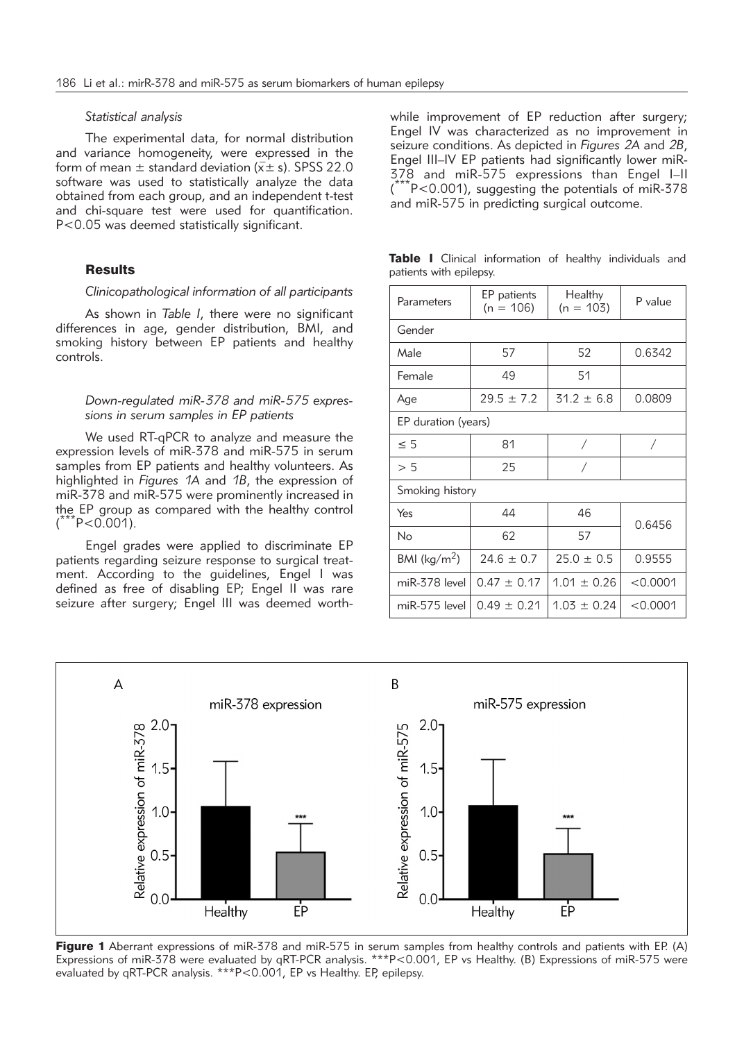*Statistical analysis*

The experimental data, for normal distribution and variance homogeneity, were expressed in the form of mean ± standard deviation ($\bar{x} \pm s$). SPSS 22.0 software was used to statistically analyze the data obtained from each group, and an independent t-test and chi-square test were used for quantification. P<0.05 was deemed statistically significant.

## Results

*Clinicopathological information of all participants*

As shown in *Table I*, there were no significant differences in age, gender distribution, BMI, and smoking history between EP patients and healthy controls.

*Down-regulated miR-378 and miR-575 expressions in serum samples in EP patients*

We used RT-qPCR to analyze and measure the expression levels of miR-378 and miR-575 in serum samples from EP patients and healthy volunteers. As highlighted in *Figures 1A* and *1B*, the expression of miR-378 and miR-575 were prominently increased in the EP group as compared with the healthy control (***P<0.001).

Engel grades were applied to discriminate EP patients regarding seizure response to surgical treatment. According to the guidelines, Engel I was defined as free of disabling EP; Engel II was rare seizure after surgery; Engel III was deemed worthwhile improvement of EP reduction after surgery; Engel IV was characterized as no improvement in seizure conditions. As depicted in *Figures 2A* and *2B*, Engel III–IV EP patients had significantly lower miR-378 and miR-575 expressions than Engel I–II (***P<0.001), suggesting the potentials of miR-378 and miR-575 in predicting surgical outcome.

**Table I** Clinical information of healthy individuals and patients with epilepsy.

| Parameters | EP patients (n = 106) | Healthy (n = 103) | P value |
|---|---|---|---|
| Gender | | | |
| Male | 57 | 52 | 0.6342 |
| Female | 49 | 51 | |
| Age | 29.5 ± 7.2 | 31.2 ± 6.8 | 0.0809 |
| EP duration (years) | | | |
| ≤ 5 | 81 | / | / |
| > 5 | 25 | / | |
| Smoking history | | | |
| Yes | 44 | 46 | 0.6456 |
| No | 62 | 57 | |
| BMI (kg/m$^2$) | 24.6 ± 0.7 | 25.0 ± 0.5 | 0.9555 |
| miR-378 level | 0.47 ± 0.17 | 1.01 ± 0.26 | <0.0001 |
| miR-575 level | 0.49 ± 0.21 | 1.03 ± 0.24 | <0.0001 |

**Figure 1** Aberrant expressions of miR-378 and miR-575 in serum samples from healthy controls and patients with EP. (A) Expressions of miR-378 were evaluated by qRT-PCR analysis. ***P<0.001, EP vs Healthy. (B) Expressions of miR-575 were evaluated by qRT-PCR analysis. ***P<0.001, EP vs Healthy. EP, epilepsy.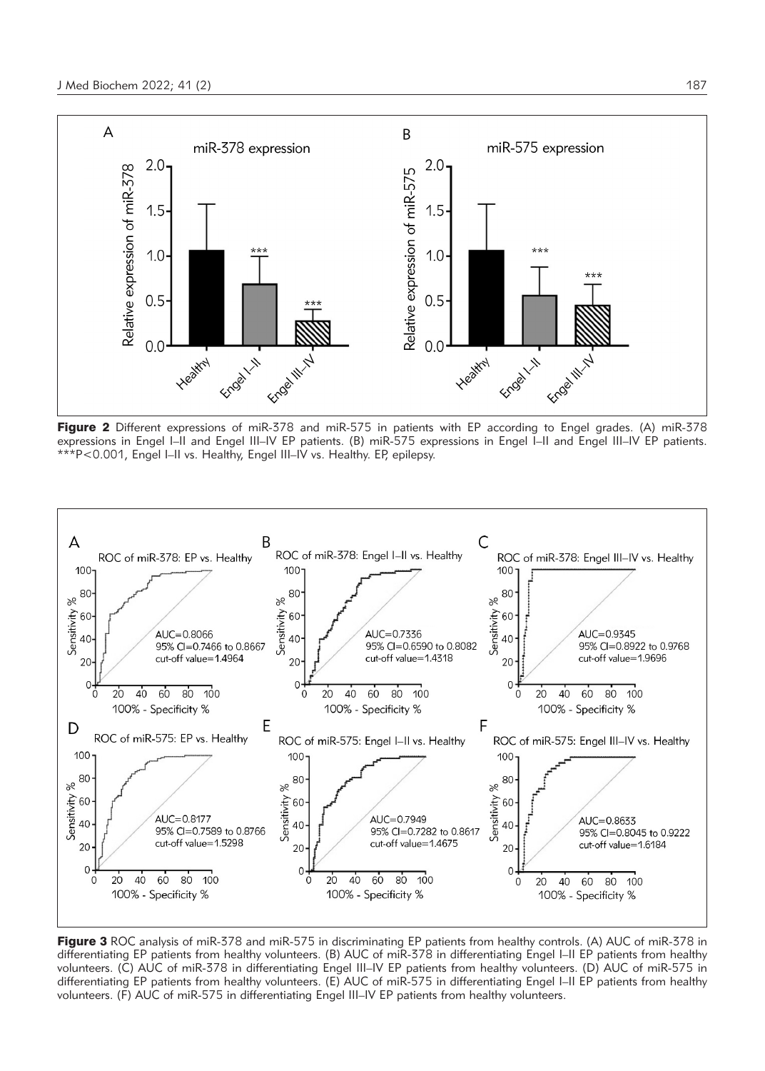**Figure 2** Different expressions of miR-378 and miR-575 in patients with EP according to Engel grades. (A) miR-378 expressions in Engel I–II and Engel III–IV EP patients. (B) miR-575 expressions in Engel I–II and Engel III–IV EP patients. ***P<0.001, Engel I–II vs. Healthy, Engel III–IV vs. Healthy. EP, epilepsy.

**Figure 3** ROC analysis of miR-378 and miR-575 in discriminating EP patients from healthy controls. (A) AUC of miR-378 in differentiating EP patients from healthy volunteers. (B) AUC of miR-378 in differentiating Engel I–II EP patients from healthy volunteers. (C) AUC of miR-378 in differentiating Engel III–IV EP patients from healthy volunteers. (D) AUC of miR-575 in differentiating EP patients from healthy volunteers. (E) AUC of miR-575 in differentiating Engel I–II EP patients from healthy volunteers. (F) AUC of miR-575 in differentiating Engel III–IV EP patients from healthy volunteers.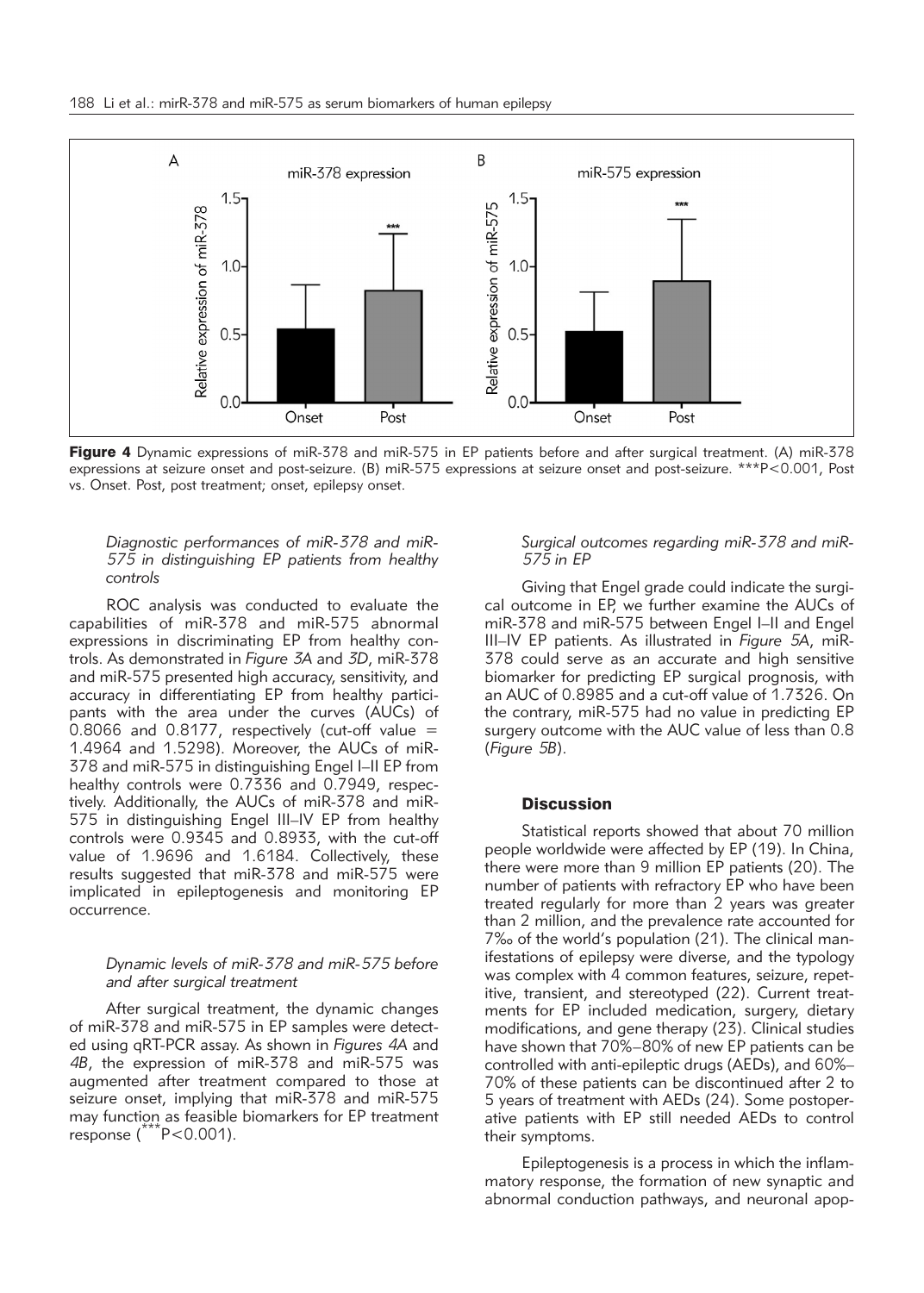**Figure 4** Dynamic expressions of miR-378 and miR-575 in EP patients before and after surgical treatment. (A) miR-378 expressions at seizure onset and post-seizure. (B) miR-575 expressions at seizure onset and post-seizure. ***P<0.001, Post vs. Onset. Post, post treatment; onset, epilepsy onset.

### *Diagnostic performances of miR-378 and miR-575 in distinguishing EP patients from healthy controls*

ROC analysis was conducted to evaluate the capabilities of miR-378 and miR-575 abnormal expressions in discriminating EP from healthy controls. As demonstrated in *Figure 3A* and *3D*, miR-378 and miR-575 presented high accuracy, sensitivity, and accuracy in differentiating EP from healthy participants with the area under the curves (AUCs) of 0.8066 and 0.8177, respectively (cut-off value = 1.4964 and 1.5298). Moreover, the AUCs of miR-378 and miR-575 in distinguishing Engel I–II EP from healthy controls were 0.7336 and 0.7949, respectively. Additionally, the AUCs of miR-378 and miR-575 in distinguishing Engel III–IV EP from healthy controls were 0.9345 and 0.8933, with the cut-off value of 1.9696 and 1.6184. Collectively, these results suggested that miR-378 and miR-575 were implicated in epileptogenesis and monitoring EP occurrence.

### *Dynamic levels of miR-378 and miR-575 before and after surgical treatment*

After surgical treatment, the dynamic changes of miR-378 and miR-575 in EP samples were detected using qRT-PCR assay. As shown in *Figures 4A* and *4B*, the expression of miR-378 and miR-575 was augmented after treatment compared to those at seizure onset, implying that miR-378 and miR-575 may function as feasible biomarkers for EP treatment response (***P<0.001).

### *Surgical outcomes regarding miR-378 and miR-575 in EP*

Giving that Engel grade could indicate the surgical outcome in EP, we further examine the AUCs of miR-378 and miR-575 between Engel I–II and Engel III–IV EP patients. As illustrated in *Figure 5A*, miR-378 could serve as an accurate and high sensitive biomarker for predicting EP surgical prognosis, with an AUC of 0.8985 and a cut-off value of 1.7326. On the contrary, miR-575 had no value in predicting EP surgery outcome with the AUC value of less than 0.8 (*Figure 5B*).

## Discussion

Statistical reports showed that about 70 million people worldwide were affected by EP (19). In China, there were more than 9 million EP patients (20). The number of patients with refractory EP who have been treated regularly for more than 2 years was greater than 2 million, and the prevalence rate accounted for 7‰ of the world's population (21). The clinical manifestations of epilepsy were diverse, and the typology was complex with 4 common features, seizure, repetitive, transient, and stereotyped (22). Current treatments for EP included medication, surgery, dietary modifications, and gene therapy (23). Clinical studies have shown that 70%–80% of new EP patients can be controlled with anti-epileptic drugs (AEDs), and 60%–70% of these patients can be discontinued after 2 to 5 years of treatment with AEDs (24). Some postoperative patients with EP still needed AEDs to control their symptoms.

Epileptogenesis is a process in which the inflammatory response, the formation of new synaptic and abnormal conduction pathways, and neuronal apop-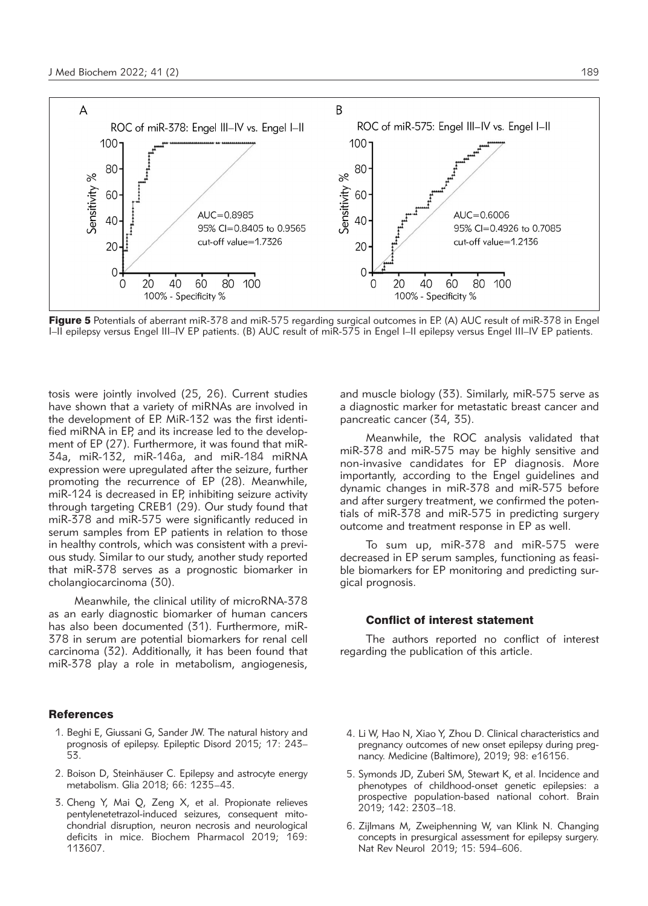Figure 5 Potentials of aberrant miR-378 and miR-575 regarding surgical outcomes in EP. (A) AUC result of miR-378 in Engel I–II epilepsy versus Engel III–IV EP patients. (B) AUC result of miR-575 in Engel I–II epilepsy versus Engel III–IV EP patients.

tosis were jointly involved (25, 26). Current studies have shown that a variety of miRNAs are involved in the development of EP. MiR-132 was the first identified miRNA in EP, and its increase led to the development of EP (27). Furthermore, it was found that miR-34a, miR-132, miR-146a, and miR-184 miRNA expression were upregulated after the seizure, further promoting the recurrence of EP (28). Meanwhile, miR-124 is decreased in EP, inhibiting seizure activity through targeting CREB1 (29). Our study found that miR-378 and miR-575 were significantly reduced in serum samples from EP patients in relation to those in healthy controls, which was consistent with a previous study. Similar to our study, another study reported that miR-378 serves as a prognostic biomarker in cholangiocarcinoma (30).

Meanwhile, the clinical utility of microRNA-378 as an early diagnostic biomarker of human cancers has also been documented (31). Furthermore, miR-378 in serum are potential biomarkers for renal cell carcinoma (32). Additionally, it has been found that miR-378 play a role in metabolism, angiogenesis, and muscle biology (33). Similarly, miR-575 serve as a diagnostic marker for metastatic breast cancer and pancreatic cancer (34, 35).

Meanwhile, the ROC analysis validated that miR-378 and miR-575 may be highly sensitive and non-invasive candidates for EP diagnosis. More importantly, according to the Engel guidelines and dynamic changes in miR-378 and miR-575 before and after surgery treatment, we confirmed the potentials of miR-378 and miR-575 in predicting surgery outcome and treatment response in EP as well.

To sum up, miR-378 and miR-575 were decreased in EP serum samples, functioning as feasible biomarkers for EP monitoring and predicting surgical prognosis.

### Conflict of interest statement

The authors reported no conflict of interest regarding the publication of this article.

### References

1. Beghi E, Giussani G, Sander JW. The natural history and prognosis of epilepsy. Epileptic Disord 2015; 17: 243–53.
2. Boison D, Steinhäuser C. Epilepsy and astrocyte energy metabolism. Glia 2018; 66: 1235–43.
3. Cheng Y, Mai Q, Zeng X, et al. Propionate relieves pentylenetetrazol-induced seizures, consequent mitochondrial disruption, neuron necrosis and neurological deficits in mice. Biochem Pharmacol 2019; 169: 113607.
4. Li W, Hao N, Xiao Y, Zhou D. Clinical characteristics and pregnancy outcomes of new onset epilepsy during pregnancy. Medicine (Baltimore), 2019; 98: e16156.
5. Symonds JD, Zuberi SM, Stewart K, et al. Incidence and phenotypes of childhood-onset genetic epilepsies: a prospective population-based national cohort. Brain 2019; 142: 2303–18.
6. Zijlmans M, Zweiphenning W, van Klink N. Changing concepts in presurgical assessment for epilepsy surgery. Nat Rev Neurol 2019; 15: 594–606.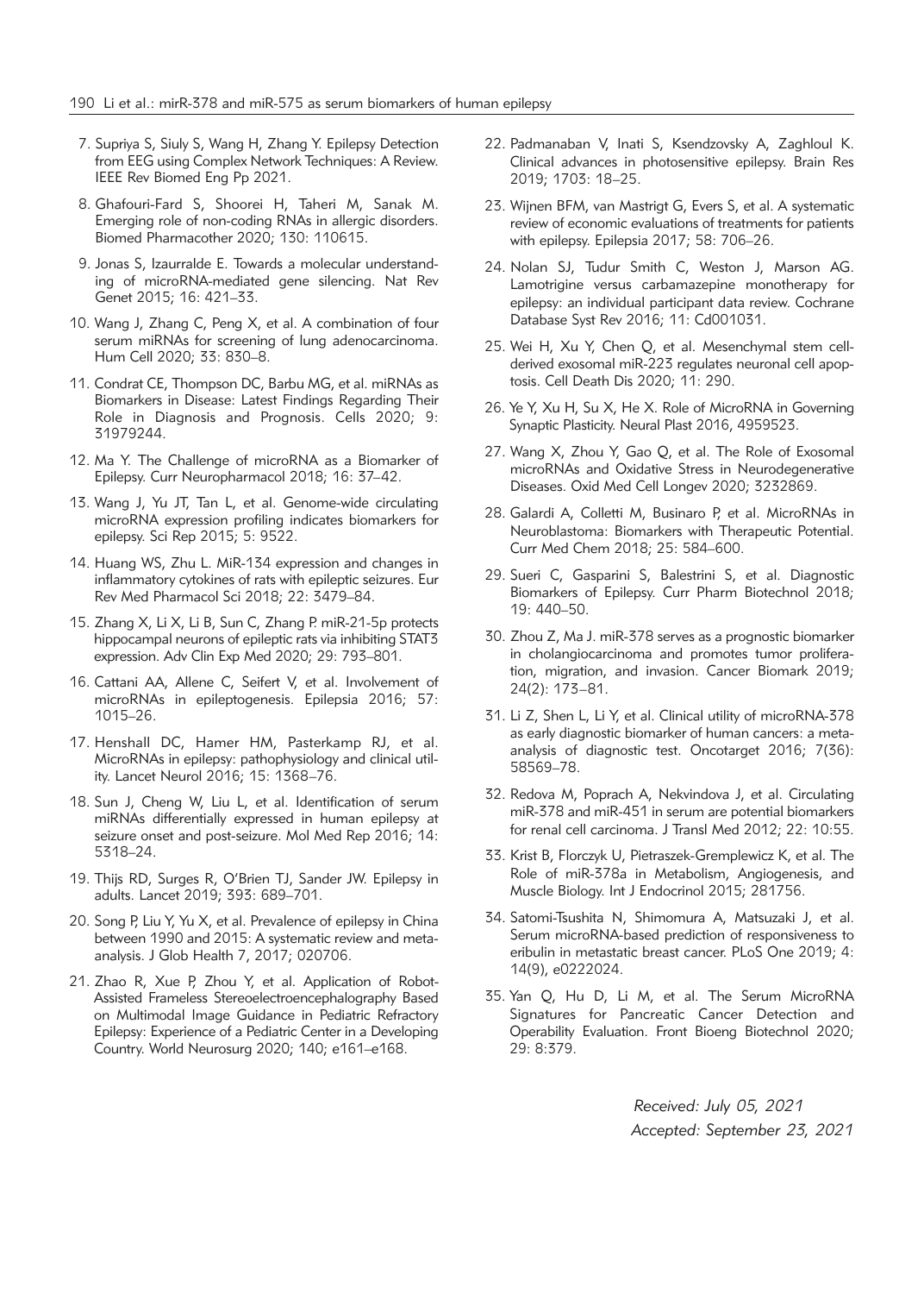7. Supriya S, Siuly S, Wang H, Zhang Y. Epilepsy Detection from EEG using Complex Network Techniques: A Review. IEEE Rev Biomed Eng Pp 2021.
8. Ghafouri-Fard S, Shoorei H, Taheri M, Sanak M. Emerging role of non-coding RNAs in allergic disorders. Biomed Pharmacother 2020; 130: 110615.
9. Jonas S, Izaurralde E. Towards a molecular understanding of microRNA-mediated gene silencing. Nat Rev Genet 2015; 16: 421–33.
10. Wang J, Zhang C, Peng X, et al. A combination of four serum miRNAs for screening of lung adenocarcinoma. Hum Cell 2020; 33: 830–8.
11. Condrat CE, Thompson DC, Barbu MG, et al. miRNAs as Biomarkers in Disease: Latest Findings Regarding Their Role in Diagnosis and Prognosis. Cells 2020; 9: 31979244.
12. Ma Y. The Challenge of microRNA as a Biomarker of Epilepsy. Curr Neuropharmacol 2018; 16: 37–42.
13. Wang J, Yu JT, Tan L, et al. Genome-wide circulating microRNA expression profiling indicates biomarkers for epilepsy. Sci Rep 2015; 5: 9522.
14. Huang WS, Zhu L. MiR-134 expression and changes in inflammatory cytokines of rats with epileptic seizures. Eur Rev Med Pharmacol Sci 2018; 22: 3479–84.
15. Zhang X, Li X, Li B, Sun C, Zhang P. miR-21-5p protects hippocampal neurons of epileptic rats via inhibiting STAT3 expression. Adv Clin Exp Med 2020; 29: 793–801.
16. Cattani AA, Allene C, Seifert V, et al. Involvement of microRNAs in epileptogenesis. Epilepsia 2016; 57: 1015–26.
17. Henshall DC, Hamer HM, Pasterkamp RJ, et al. MicroRNAs in epilepsy: pathophysiology and clinical utility. Lancet Neurol 2016; 15: 1368–76.
18. Sun J, Cheng W, Liu L, et al. Identification of serum miRNAs differentially expressed in human epilepsy at seizure onset and post-seizure. Mol Med Rep 2016; 14: 5318–24.
19. Thijs RD, Surges R, O'Brien TJ, Sander JW. Epilepsy in adults. Lancet 2019; 393: 689–701.
20. Song P, Liu Y, Yu X, et al. Prevalence of epilepsy in China between 1990 and 2015: A systematic review and meta-analysis. J Glob Health 7, 2017; 020706.
21. Zhao R, Xue P, Zhou Y, et al. Application of Robot-Assisted Frameless Stereoelectroencephalography Based on Multimodal Image Guidance in Pediatric Refractory Epilepsy: Experience of a Pediatric Center in a Developing Country. World Neurosurg 2020; 140; e161–e168.
22. Padmanaban V, Inati S, Ksendzovsky A, Zaghloul K. Clinical advances in photosensitive epilepsy. Brain Res 2019; 1703: 18–25.
23. Wijnen BFM, van Mastrigt G, Evers S, et al. A systematic review of economic evaluations of treatments for patients with epilepsy. Epilepsia 2017; 58: 706–26.
24. Nolan SJ, Tudur Smith C, Weston J, Marson AG. Lamotrigine versus carbamazepine monotherapy for epilepsy: an individual participant data review. Cochrane Database Syst Rev 2016; 11: Cd001031.
25. Wei H, Xu Y, Chen Q, et al. Mesenchymal stem cell-derived exosomal miR-223 regulates neuronal cell apoptosis. Cell Death Dis 2020; 11: 290.
26. Ye Y, Xu H, Su X, He X. Role of MicroRNA in Governing Synaptic Plasticity. Neural Plast 2016, 4959523.
27. Wang X, Zhou Y, Gao Q, et al. The Role of Exosomal microRNAs and Oxidative Stress in Neurodegenerative Diseases. Oxid Med Cell Longev 2020; 3232869.
28. Galardi A, Colletti M, Businaro P, et al. MicroRNAs in Neuroblastoma: Biomarkers with Therapeutic Potential. Curr Med Chem 2018; 25: 584–600.
29. Sueri C, Gasparini S, Balestrini S, et al. Diagnostic Biomarkers of Epilepsy. Curr Pharm Biotechnol 2018; 19: 440–50.
30. Zhou Z, Ma J. miR-378 serves as a prognostic biomarker in cholangiocarcinoma and promotes tumor proliferation, migration, and invasion. Cancer Biomark 2019; 24(2): 173–81.
31. Li Z, Shen L, Li Y, et al. Clinical utility of microRNA-378 as early diagnostic biomarker of human cancers: a meta-analysis of diagnostic test. Oncotarget 2016; 7(36): 58569–78.
32. Redova M, Poprach A, Nekvindova J, et al. Circulating miR-378 and miR-451 in serum are potential biomarkers for renal cell carcinoma. J Transl Med 2012; 22: 10:55.
33. Krist B, Florczyk U, Pietraszek-Gremplewicz K, et al. The Role of miR-378a in Metabolism, Angiogenesis, and Muscle Biology. Int J Endocrinol 2015; 281756.
34. Satomi-Tsushita N, Shimomura A, Matsuzaki J, et al. Serum microRNA-based prediction of responsiveness to eribulin in metastatic breast cancer. PLoS One 2019; 4: 14(9), e0222024.
35. Yan Q, Hu D, Li M, et al. The Serum MicroRNA Signatures for Pancreatic Cancer Detection and Operability Evaluation. Front Bioeng Biotechnol 2020; 29: 8:379.

*Received: July 05, 2021*
*Accepted: September 23, 2021*